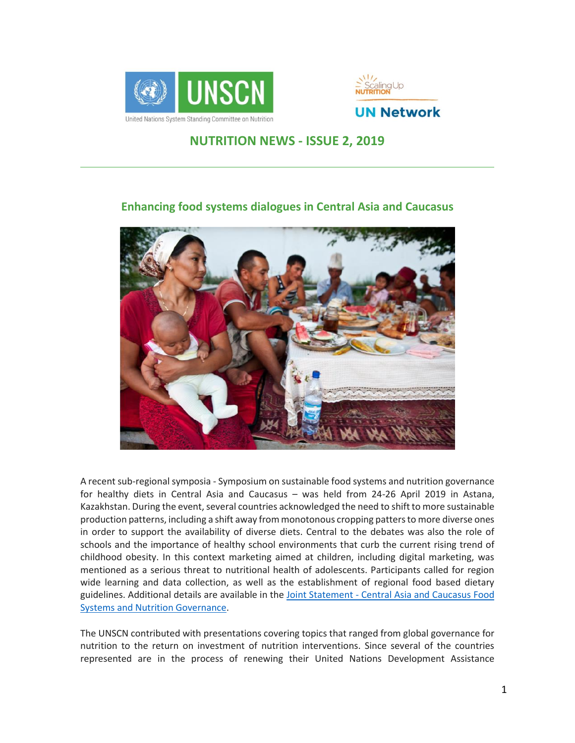# NUTRITION NEWS - ISSUE 2, 2019

## Enhancing food systems dialogues in Central Asia and Caucasus

A recent sub-regional symposia - Symposium on sustainable food systems and nutrition governance for healthy diets in Central Asia and Caucasus – was held from 24-26 April 2019 in Astana, Kazakhstan. During the event, several countries acknowledged the need to shift to more sustainable production patterns, including a shift away from monotonous cropping patters to more diverse ones in order to support the availability of diverse diets. Central to the debates was also the role of schools and the importance of healthy school environments that curb the current rising trend of childhood obesity. In this context marketing aimed at children, including digital marketing, was mentioned as a serious threat to nutritional health of adolescents. Participants called for region wide learning and data collection, as well as the establishment of regional food based dietary guidelines. Additional details are available in the Joint Statement - Central Asia and Caucasus Food Systems and Nutrition Governance.

The UNSCN contributed with presentations covering topics that ranged from global governance for nutrition to the return on investment of nutrition interventions. Since several of the countries represented are in the process of renewing their United Nations Development Assistance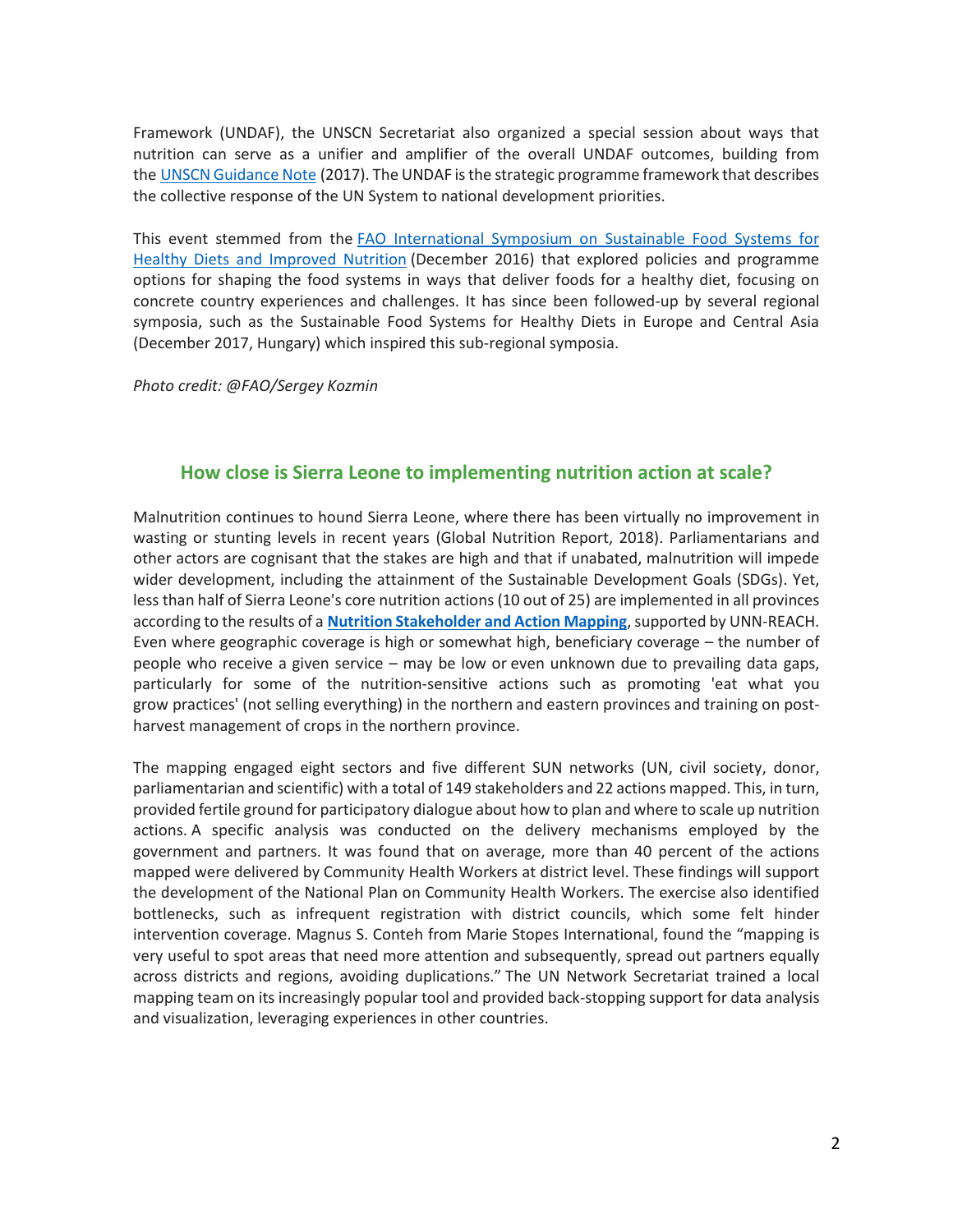Framework (UNDAF), the UNSCN Secretariat also organized a special session about ways that nutrition can serve as a unifier and amplifier of the overall UNDAF outcomes, building from the [UNSCN Guidance Note](#) (2017). The UNDAF is the strategic programme framework that describes the collective response of the UN System to national development priorities.

This event stemmed from the [FAO International Symposium on Sustainable Food Systems for Healthy Diets and Improved Nutrition](#) (December 2016) that explored policies and programme options for shaping the food systems in ways that deliver foods for a healthy diet, focusing on concrete country experiences and challenges. It has since been followed-up by several regional symposia, such as the Sustainable Food Systems for Healthy Diets in Europe and Central Asia (December 2017, Hungary) which inspired this sub-regional symposia.

*Photo credit: @FAO/Sergey Kozmin*

## How close is Sierra Leone to implementing nutrition action at scale?

Malnutrition continues to hound Sierra Leone, where there has been virtually no improvement in wasting or stunting levels in recent years (Global Nutrition Report, 2018). Parliamentarians and other actors are cognisant that the stakes are high and that if unabated, malnutrition will impede wider development, including the attainment of the Sustainable Development Goals (SDGs). Yet, less than half of Sierra Leone's core nutrition actions (10 out of 25) are implemented in all provinces according to the results of a **[Nutrition Stakeholder and Action Mapping](#)**, supported by UNN-REACH. Even where geographic coverage is high or somewhat high, beneficiary coverage – the number of people who receive a given service – may be low or even unknown due to prevailing data gaps, particularly for some of the nutrition-sensitive actions such as promoting 'eat what you grow practices' (not selling everything) in the northern and eastern provinces and training on post-harvest management of crops in the northern province.

The mapping engaged eight sectors and five different SUN networks (UN, civil society, donor, parliamentarian and scientific) with a total of 149 stakeholders and 22 actions mapped. This, in turn, provided fertile ground for participatory dialogue about how to plan and where to scale up nutrition actions. A specific analysis was conducted on the delivery mechanisms employed by the government and partners. It was found that on average, more than 40 percent of the actions mapped were delivered by Community Health Workers at district level. These findings will support the development of the National Plan on Community Health Workers. The exercise also identified bottlenecks, such as infrequent registration with district councils, which some felt hinder intervention coverage. Magnus S. Conteh from Marie Stopes International, found the "mapping is very useful to spot areas that need more attention and subsequently, spread out partners equally across districts and regions, avoiding duplications." The UN Network Secretariat trained a local mapping team on its increasingly popular tool and provided back-stopping support for data analysis and visualization, leveraging experiences in other countries.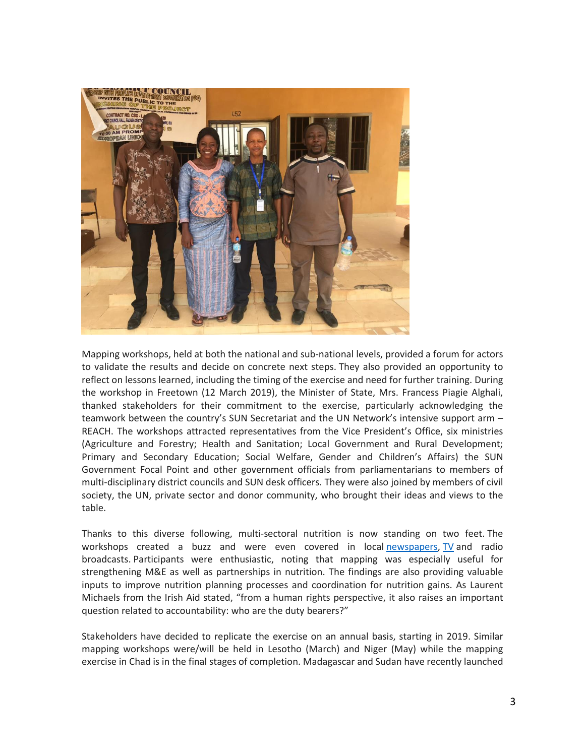Mapping workshops, held at both the national and sub-national levels, provided a forum for actors to validate the results and decide on concrete next steps. They also provided an opportunity to reflect on lessons learned, including the timing of the exercise and need for further training. During the workshop in Freetown (12 March 2019), the Minister of State, Mrs. Francess Piagie Alghali, thanked stakeholders for their commitment to the exercise, particularly acknowledging the teamwork between the country's SUN Secretariat and the UN Network's intensive support arm – REACH. The workshops attracted representatives from the Vice President's Office, six ministries (Agriculture and Forestry; Health and Sanitation; Local Government and Rural Development; Primary and Secondary Education; Social Welfare, Gender and Children's Affairs) the SUN Government Focal Point and other government officials from parliamentarians to members of multi-disciplinary district councils and SUN desk officers. They were also joined by members of civil society, the UN, private sector and donor community, who brought their ideas and views to the table.

Thanks to this diverse following, multi-sectoral nutrition is now standing on two feet. The workshops created a buzz and were even covered in local newspapers, TV and radio broadcasts. Participants were enthusiastic, noting that mapping was especially useful for strengthening M&E as well as partnerships in nutrition. The findings are also providing valuable inputs to improve nutrition planning processes and coordination for nutrition gains. As Laurent Michaels from the Irish Aid stated, "from a human rights perspective, it also raises an important question related to accountability: who are the duty bearers?"

Stakeholders have decided to replicate the exercise on an annual basis, starting in 2019. Similar mapping workshops were/will be held in Lesotho (March) and Niger (May) while the mapping exercise in Chad is in the final stages of completion. Madagascar and Sudan have recently launched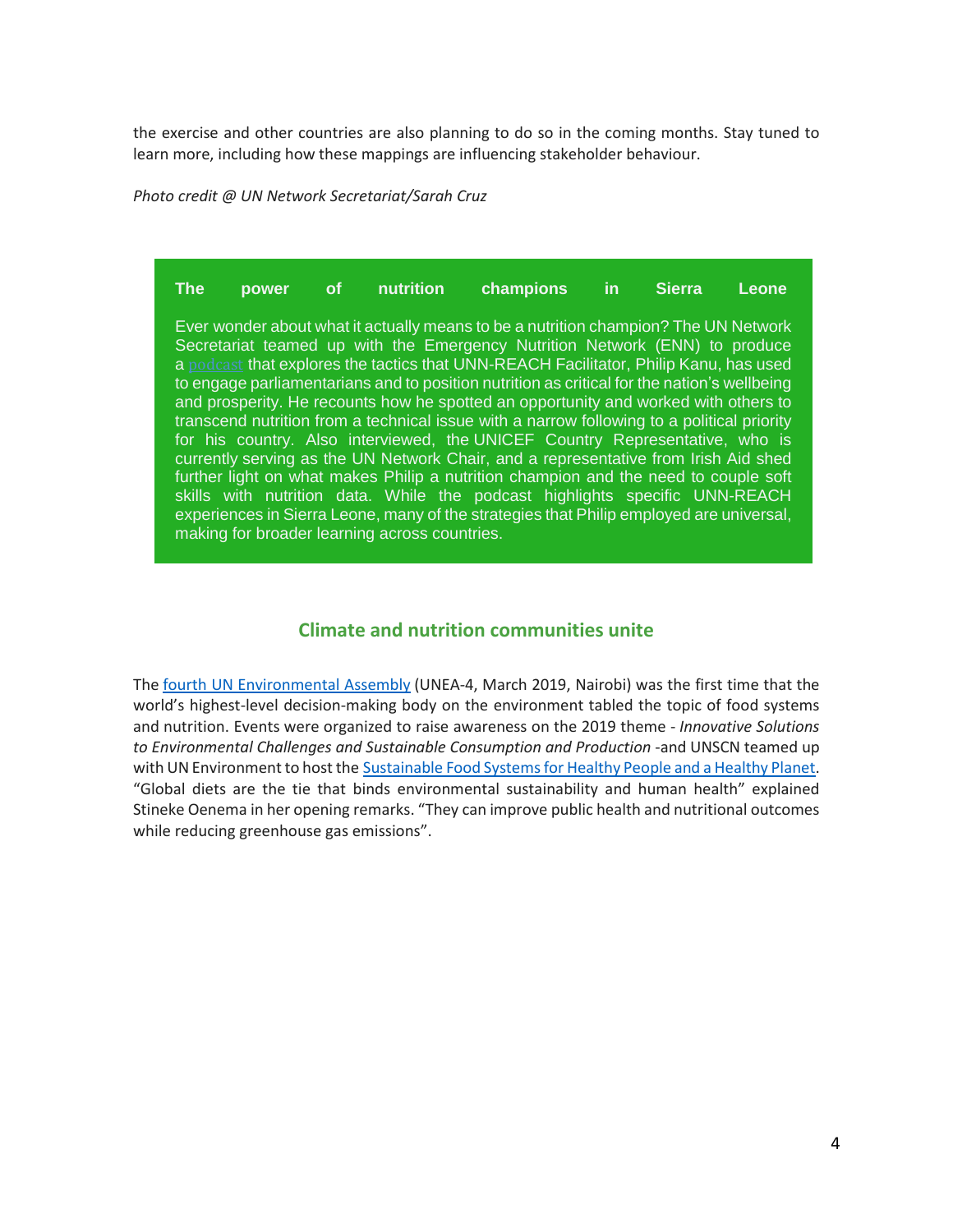the exercise and other countries are also planning to do so in the coming months. Stay tuned to learn more, including how these mappings are influencing stakeholder behaviour.

*Photo credit @ UN Network Secretariat/Sarah Cruz*

**The power of nutrition champions in Sierra Leone**

Ever wonder about what it actually means to be a nutrition champion? The UN Network Secretariat teamed up with the Emergency Nutrition Network (ENN) to produce a podcast that explores the tactics that UNN-REACH Facilitator, Philip Kanu, has used to engage parliamentarians and to position nutrition as critical for the nation's wellbeing and prosperity. He recounts how he spotted an opportunity and worked with others to transcend nutrition from a technical issue with a narrow following to a political priority for his country. Also interviewed, the UNICEF Country Representative, who is currently serving as the UN Network Chair, and a representative from Irish Aid shed further light on what makes Philip a nutrition champion and the need to couple soft skills with nutrition data. While the podcast highlights specific UNN-REACH experiences in Sierra Leone, many of the strategies that Philip employed are universal, making for broader learning across countries.

## Climate and nutrition communities unite

The fourth UN Environmental Assembly (UNEA-4, March 2019, Nairobi) was the first time that the world's highest-level decision-making body on the environment tabled the topic of food systems and nutrition. Events were organized to raise awareness on the 2019 theme - *Innovative Solutions to Environmental Challenges and Sustainable Consumption and Production* -and UNSCN teamed up with UN Environment to host the Sustainable Food Systems for Healthy People and a Healthy Planet. "Global diets are the tie that binds environmental sustainability and human health" explained Stineke Oenema in her opening remarks. "They can improve public health and nutritional outcomes while reducing greenhouse gas emissions".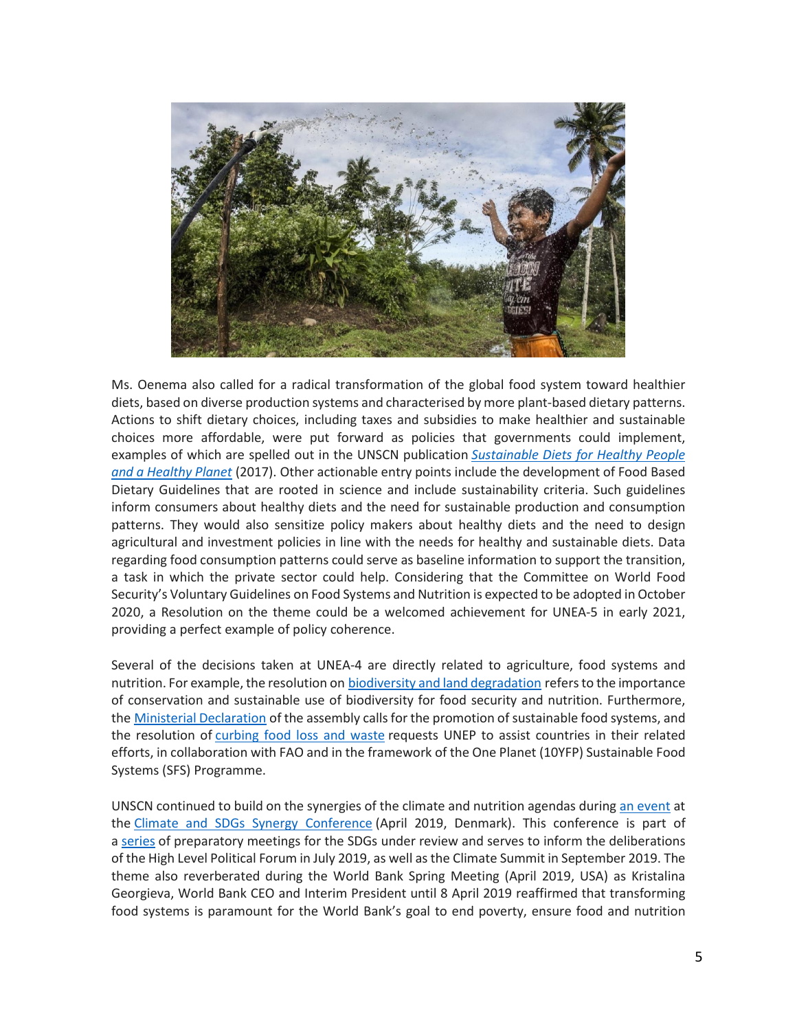Ms. Oenema also called for a radical transformation of the global food system toward healthier diets, based on diverse production systems and characterised by more plant-based dietary patterns. Actions to shift dietary choices, including taxes and subsidies to make healthier and sustainable choices more affordable, were put forward as policies that governments could implement, examples of which are spelled out in the UNSCN publication *Sustainable Diets for Healthy People and a Healthy Planet* (2017). Other actionable entry points include the development of Food Based Dietary Guidelines that are rooted in science and include sustainability criteria. Such guidelines inform consumers about healthy diets and the need for sustainable production and consumption patterns. They would also sensitize policy makers about healthy diets and the need to design agricultural and investment policies in line with the needs for healthy and sustainable diets. Data regarding food consumption patterns could serve as baseline information to support the transition, a task in which the private sector could help. Considering that the Committee on World Food Security's Voluntary Guidelines on Food Systems and Nutrition is expected to be adopted in October 2020, a Resolution on the theme could be a welcomed achievement for UNEA-5 in early 2021, providing a perfect example of policy coherence.

Several of the decisions taken at UNEA-4 are directly related to agriculture, food systems and nutrition. For example, the resolution on biodiversity and land degradation refers to the importance of conservation and sustainable use of biodiversity for food security and nutrition. Furthermore, the Ministerial Declaration of the assembly calls for the promotion of sustainable food systems, and the resolution of curbing food loss and waste requests UNEP to assist countries in their related efforts, in collaboration with FAO and in the framework of the One Planet (10YFP) Sustainable Food Systems (SFS) Programme.

UNSCN continued to build on the synergies of the climate and nutrition agendas during an event at the Climate and SDGs Synergy Conference (April 2019, Denmark). This conference is part of a series of preparatory meetings for the SDGs under review and serves to inform the deliberations of the High Level Political Forum in July 2019, as well as the Climate Summit in September 2019. The theme also reverberated during the World Bank Spring Meeting (April 2019, USA) as Kristalina Georgieva, World Bank CEO and Interim President until 8 April 2019 reaffirmed that transforming food systems is paramount for the World Bank's goal to end poverty, ensure food and nutrition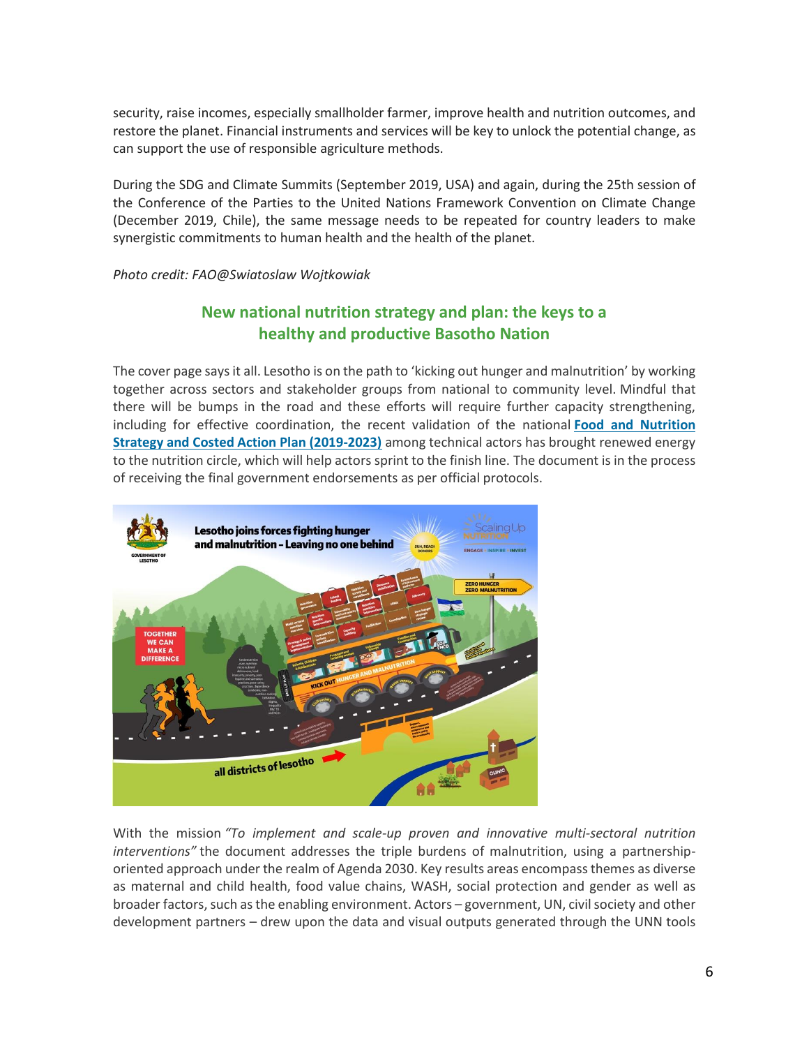security, raise incomes, especially smallholder farmer, improve health and nutrition outcomes, and restore the planet. Financial instruments and services will be key to unlock the potential change, as can support the use of responsible agriculture methods.

During the SDG and Climate Summits (September 2019, USA) and again, during the 25th session of the Conference of the Parties to the United Nations Framework Convention on Climate Change (December 2019, Chile), the same message needs to be repeated for country leaders to make synergistic commitments to human health and the health of the planet.

*Photo credit: FAO@Swiatoslaw Wojtkowiak*

## New national nutrition strategy and plan: the keys to a healthy and productive Basotho Nation

The cover page says it all. Lesotho is on the path to 'kicking out hunger and malnutrition' by working together across sectors and stakeholder groups from national to community level. Mindful that there will be bumps in the road and these efforts will require further capacity strengthening, including for effective coordination, the recent validation of the national **Food and Nutrition Strategy and Costed Action Plan (2019-2023)** among technical actors has brought renewed energy to the nutrition circle, which will help actors sprint to the finish line. The document is in the process of receiving the final government endorsements as per official protocols.

With the mission *"To implement and scale-up proven and innovative multi-sectoral nutrition interventions"* the document addresses the triple burdens of malnutrition, using a partnership-oriented approach under the realm of Agenda 2030. Key results areas encompass themes as diverse as maternal and child health, food value chains, WASH, social protection and gender as well as broader factors, such as the enabling environment. Actors – government, UN, civil society and other development partners – drew upon the data and visual outputs generated through the UNN tools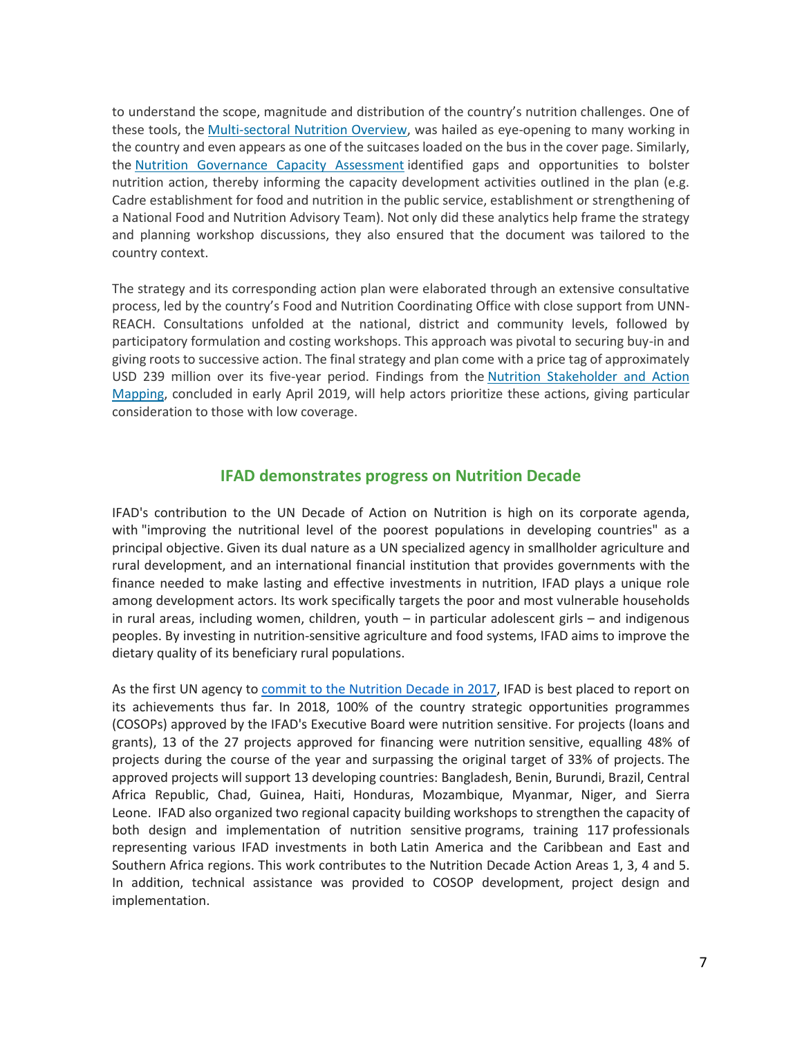to understand the scope, magnitude and distribution of the country's nutrition challenges. One of these tools, the Multi-sectoral Nutrition Overview, was hailed as eye-opening to many working in the country and even appears as one of the suitcases loaded on the bus in the cover page. Similarly, the Nutrition Governance Capacity Assessment identified gaps and opportunities to bolster nutrition action, thereby informing the capacity development activities outlined in the plan (e.g. Cadre establishment for food and nutrition in the public service, establishment or strengthening of a National Food and Nutrition Advisory Team). Not only did these analytics help frame the strategy and planning workshop discussions, they also ensured that the document was tailored to the country context.

The strategy and its corresponding action plan were elaborated through an extensive consultative process, led by the country's Food and Nutrition Coordinating Office with close support from UNN-REACH. Consultations unfolded at the national, district and community levels, followed by participatory formulation and costing workshops. This approach was pivotal to securing buy-in and giving roots to successive action. The final strategy and plan come with a price tag of approximately USD 239 million over its five-year period. Findings from the Nutrition Stakeholder and Action Mapping, concluded in early April 2019, will help actors prioritize these actions, giving particular consideration to those with low coverage.

## IFAD demonstrates progress on Nutrition Decade

IFAD's contribution to the UN Decade of Action on Nutrition is high on its corporate agenda, with "improving the nutritional level of the poorest populations in developing countries" as a principal objective. Given its dual nature as a UN specialized agency in smallholder agriculture and rural development, and an international financial institution that provides governments with the finance needed to make lasting and effective investments in nutrition, IFAD plays a unique role among development actors. Its work specifically targets the poor and most vulnerable households in rural areas, including women, children, youth – in particular adolescent girls – and indigenous peoples. By investing in nutrition-sensitive agriculture and food systems, IFAD aims to improve the dietary quality of its beneficiary rural populations.

As the first UN agency to commit to the Nutrition Decade in 2017, IFAD is best placed to report on its achievements thus far. In 2018, 100% of the country strategic opportunities programmes (COSOPs) approved by the IFAD's Executive Board were nutrition sensitive. For projects (loans and grants), 13 of the 27 projects approved for financing were nutrition sensitive, equalling 48% of projects during the course of the year and surpassing the original target of 33% of projects. The approved projects will support 13 developing countries: Bangladesh, Benin, Burundi, Brazil, Central Africa Republic, Chad, Guinea, Haiti, Honduras, Mozambique, Myanmar, Niger, and Sierra Leone. IFAD also organized two regional capacity building workshops to strengthen the capacity of both design and implementation of nutrition sensitive programs, training 117 professionals representing various IFAD investments in both Latin America and the Caribbean and East and Southern Africa regions. This work contributes to the Nutrition Decade Action Areas 1, 3, 4 and 5. In addition, technical assistance was provided to COSOP development, project design and implementation.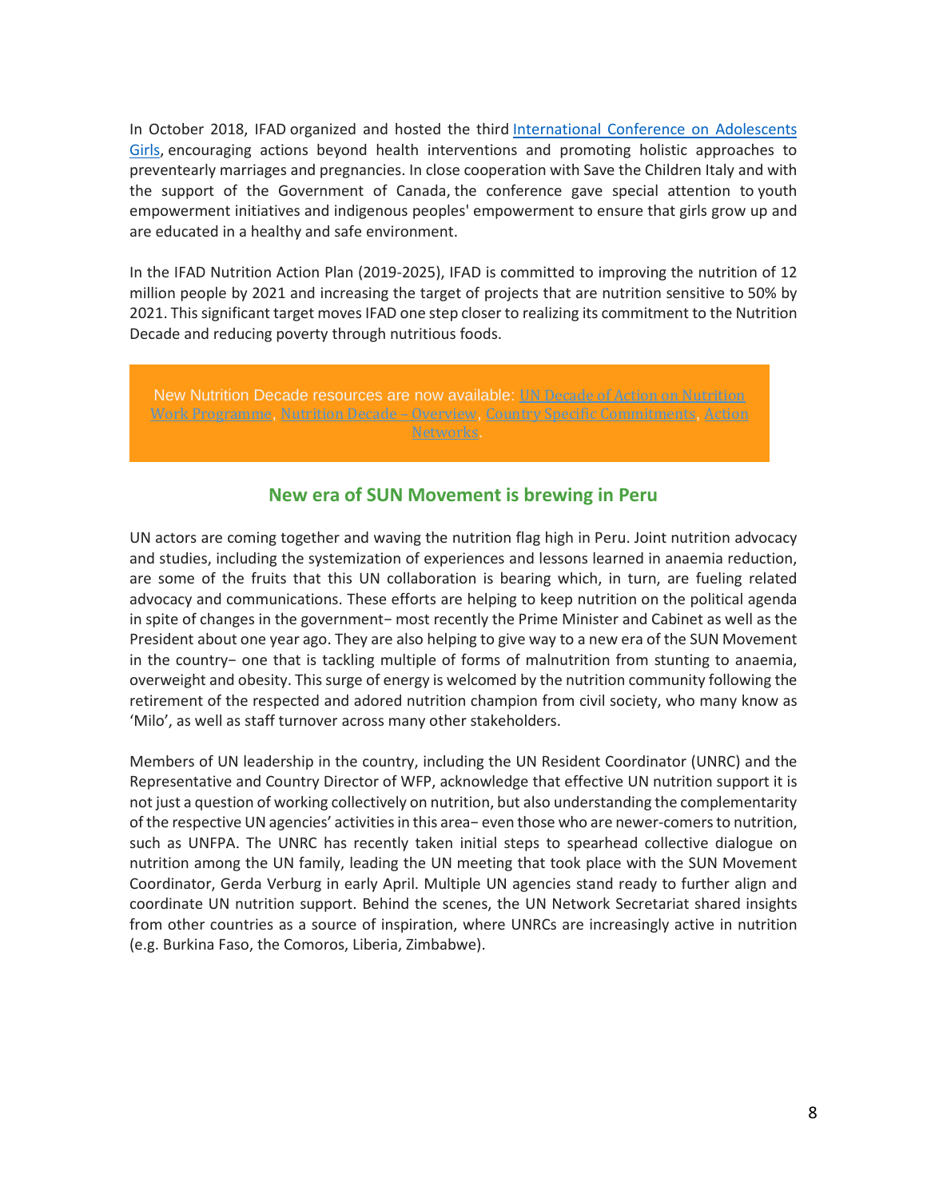In October 2018, IFAD organized and hosted the third [International Conference on Adolescents Girls](), encouraging actions beyond health interventions and promoting holistic approaches to preventearly marriages and pregnancies. In close cooperation with Save the Children Italy and with the support of the Government of Canada, the conference gave special attention to youth empowerment initiatives and indigenous peoples' empowerment to ensure that girls grow up and are educated in a healthy and safe environment.

In the IFAD Nutrition Action Plan (2019-2025), IFAD is committed to improving the nutrition of 12 million people by 2021 and increasing the target of projects that are nutrition sensitive to 50% by 2021. This significant target moves IFAD one step closer to realizing its commitment to the Nutrition Decade and reducing poverty through nutritious foods.

New Nutrition Decade resources are now available: UN Decade of Action on Nutrition Work Programme, Nutrition Decade – Overview, Country Specific Commitments, Action Networks.

## New era of SUN Movement is brewing in Peru

UN actors are coming together and waving the nutrition flag high in Peru. Joint nutrition advocacy and studies, including the systemization of experiences and lessons learned in anaemia reduction, are some of the fruits that this UN collaboration is bearing which, in turn, are fueling related advocacy and communications. These efforts are helping to keep nutrition on the political agenda in spite of changes in the government– most recently the Prime Minister and Cabinet as well as the President about one year ago. They are also helping to give way to a new era of the SUN Movement in the country– one that is tackling multiple of forms of malnutrition from stunting to anaemia, overweight and obesity. This surge of energy is welcomed by the nutrition community following the retirement of the respected and adored nutrition champion from civil society, who many know as 'Milo', as well as staff turnover across many other stakeholders.

Members of UN leadership in the country, including the UN Resident Coordinator (UNRC) and the Representative and Country Director of WFP, acknowledge that effective UN nutrition support it is not just a question of working collectively on nutrition, but also understanding the complementarity of the respective UN agencies' activities in this area– even those who are newer-comers to nutrition, such as UNFPA. The UNRC has recently taken initial steps to spearhead collective dialogue on nutrition among the UN family, leading the UN meeting that took place with the SUN Movement Coordinator, Gerda Verburg in early April. Multiple UN agencies stand ready to further align and coordinate UN nutrition support. Behind the scenes, the UN Network Secretariat shared insights from other countries as a source of inspiration, where UNRCs are increasingly active in nutrition (e.g. Burkina Faso, the Comoros, Liberia, Zimbabwe).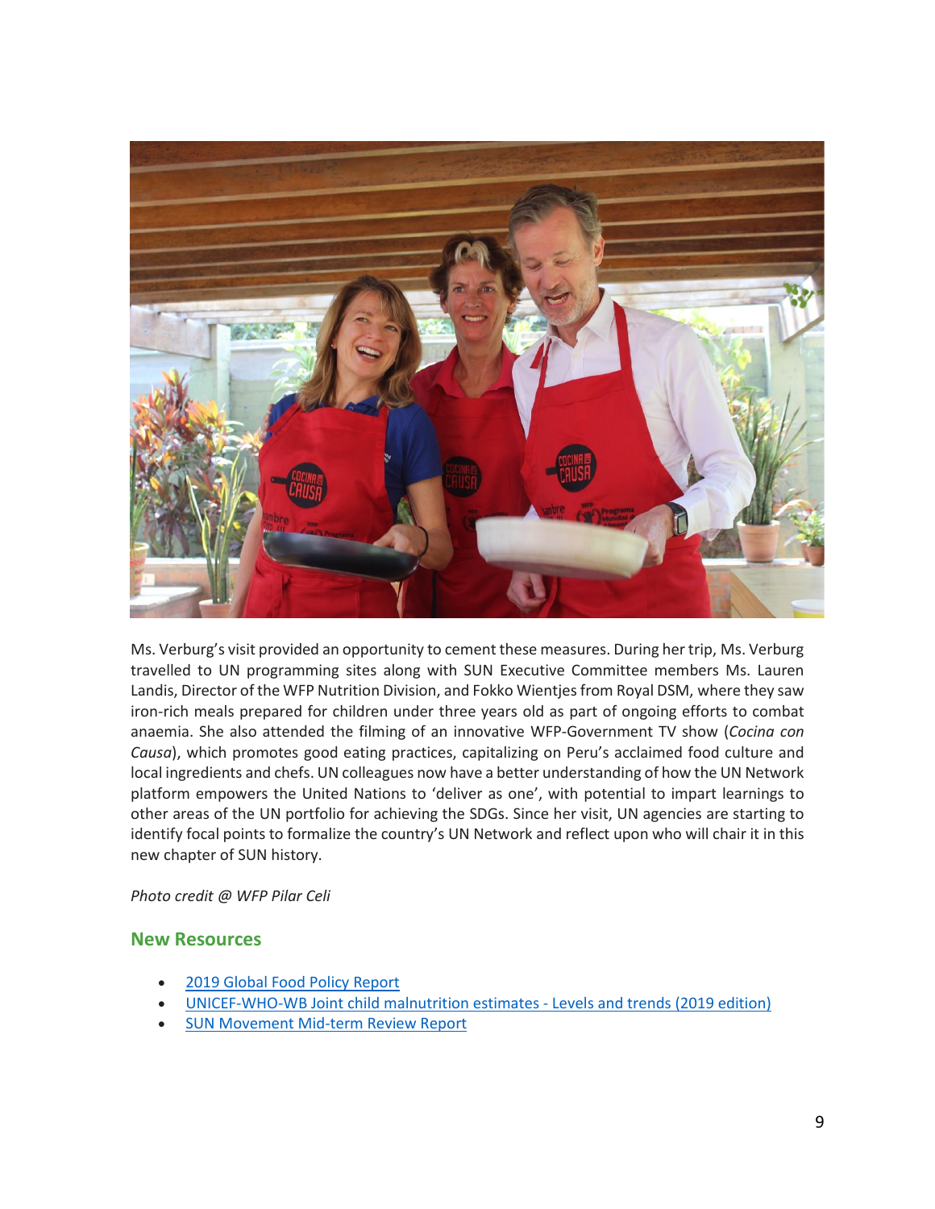Ms. Verburg's visit provided an opportunity to cement these measures. During her trip, Ms. Verburg travelled to UN programming sites along with SUN Executive Committee members Ms. Lauren Landis, Director of the WFP Nutrition Division, and Fokko Wientjes from Royal DSM, where they saw iron-rich meals prepared for children under three years old as part of ongoing efforts to combat anaemia. She also attended the filming of an innovative WFP-Government TV show (*Cocina con Causa*), which promotes good eating practices, capitalizing on Peru's acclaimed food culture and local ingredients and chefs. UN colleagues now have a better understanding of how the UN Network platform empowers the United Nations to 'deliver as one', with potential to impart learnings to other areas of the UN portfolio for achieving the SDGs. Since her visit, UN agencies are starting to identify focal points to formalize the country's UN Network and reflect upon who will chair it in this new chapter of SUN history.

*Photo credit @ WFP Pilar Celi*

## New Resources

- 2019 Global Food Policy Report
- UNICEF-WHO-WB Joint child malnutrition estimates - Levels and trends (2019 edition)
- SUN Movement Mid-term Review Report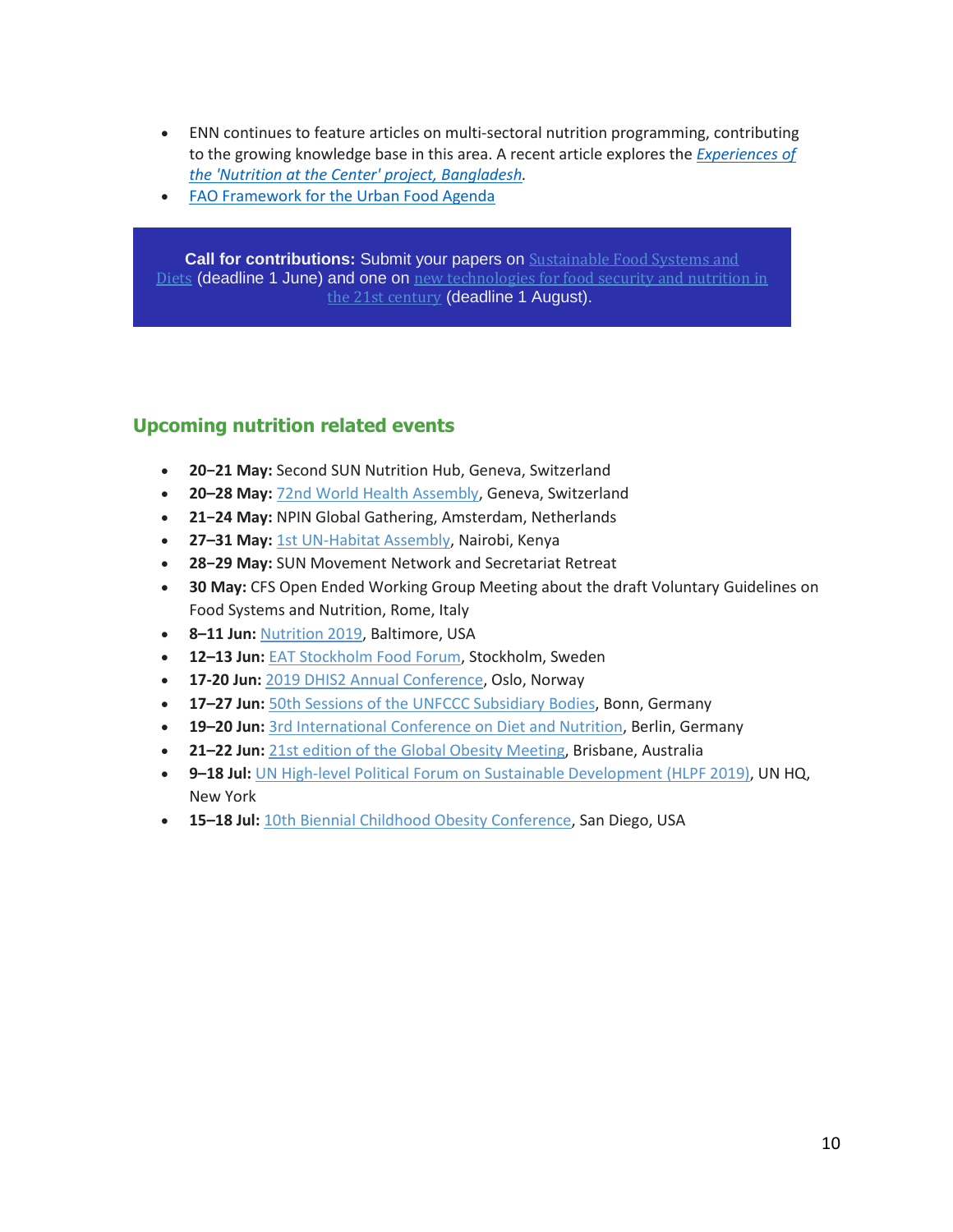- ENN continues to feature articles on multi-sectoral nutrition programming, contributing to the growing knowledge base in this area. A recent article explores the *Experiences of the 'Nutrition at the Center' project, Bangladesh*.
- FAO Framework for the Urban Food Agenda

**Call for contributions:** Submit your papers on Sustainable Food Systems and Diets (deadline 1 June) and one on new technologies for food security and nutrition in the 21st century (deadline 1 August).

## Upcoming nutrition related events

- **20–21 May:** Second SUN Nutrition Hub, Geneva, Switzerland
- **20–28 May:** 72nd World Health Assembly, Geneva, Switzerland
- **21–24 May:** NPIN Global Gathering, Amsterdam, Netherlands
- **27–31 May:** 1st UN-Habitat Assembly, Nairobi, Kenya
- **28–29 May:** SUN Movement Network and Secretariat Retreat
- **30 May:** CFS Open Ended Working Group Meeting about the draft Voluntary Guidelines on Food Systems and Nutrition, Rome, Italy
- **8–11 Jun:** Nutrition 2019, Baltimore, USA
- **12–13 Jun:** EAT Stockholm Food Forum, Stockholm, Sweden
- **17-20 Jun:** 2019 DHIS2 Annual Conference, Oslo, Norway
- **17–27 Jun:** 50th Sessions of the UNFCCC Subsidiary Bodies, Bonn, Germany
- **19–20 Jun:** 3rd International Conference on Diet and Nutrition, Berlin, Germany
- **21–22 Jun:** 21st edition of the Global Obesity Meeting, Brisbane, Australia
- **9–18 Jul:** UN High-level Political Forum on Sustainable Development (HLPF 2019), UN HQ, New York
- **15–18 Jul:** 10th Biennial Childhood Obesity Conference, San Diego, USA